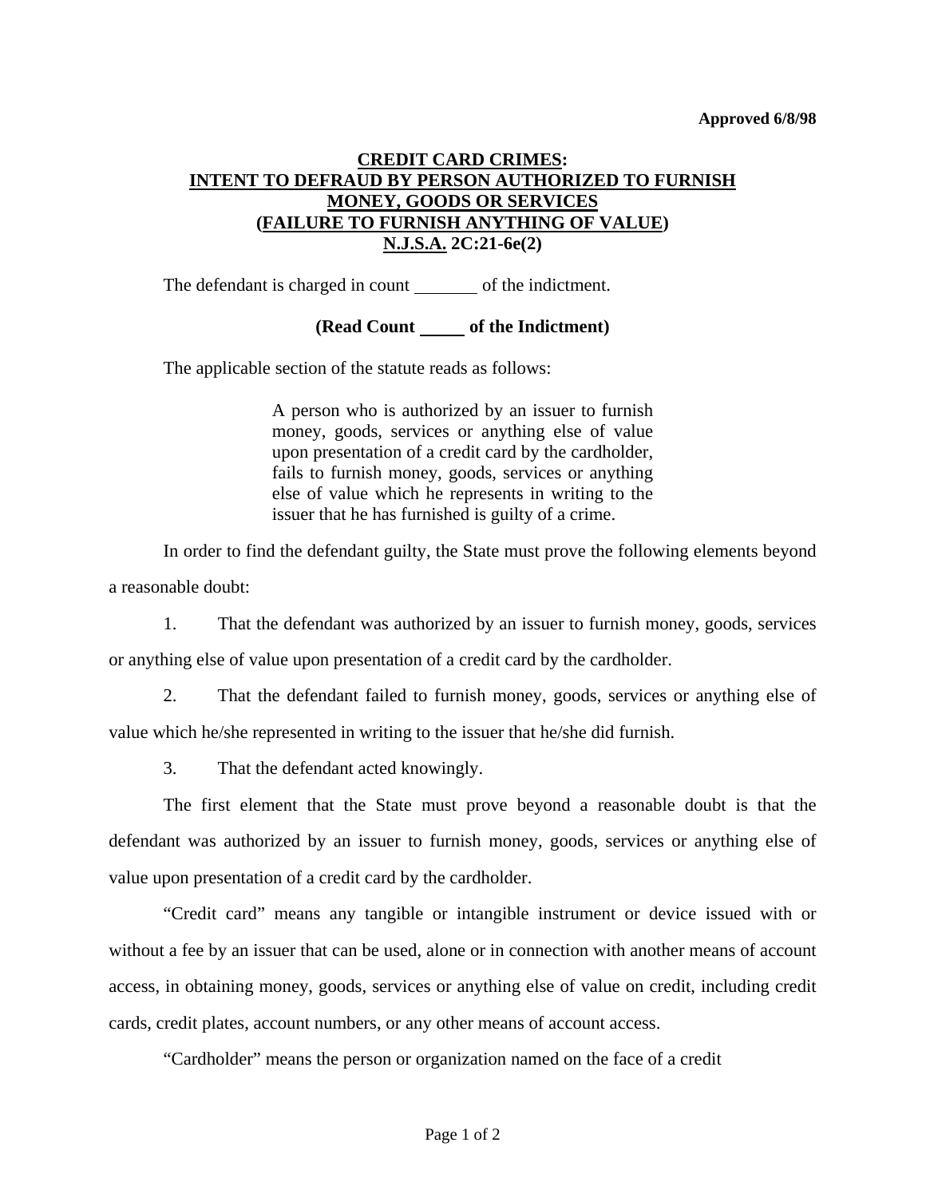**Approved 6/8/98**

# CREDIT CARD CRIMES: INTENT TO DEFRAUD BY PERSON AUTHORIZED TO FURNISH MONEY, GOODS OR SERVICES (FAILURE TO FURNISH ANYTHING OF VALUE) N.J.S.A. 2C:21-6e(2)

The defendant is charged in count _______ of the indictment.

**(Read Count _____ of the Indictment)**

The applicable section of the statute reads as follows:

> A person who is authorized by an issuer to furnish money, goods, services or anything else of value upon presentation of a credit card by the cardholder, fails to furnish money, goods, services or anything else of value which he represents in writing to the issuer that he has furnished is guilty of a crime.

In order to find the defendant guilty, the State must prove the following elements beyond a reasonable doubt:

1. That the defendant was authorized by an issuer to furnish money, goods, services or anything else of value upon presentation of a credit card by the cardholder.

2. That the defendant failed to furnish money, goods, services or anything else of value which he/she represented in writing to the issuer that he/she did furnish.

3. That the defendant acted knowingly.

The first element that the State must prove beyond a reasonable doubt is that the defendant was authorized by an issuer to furnish money, goods, services or anything else of value upon presentation of a credit card by the cardholder.

"Credit card" means any tangible or intangible instrument or device issued with or without a fee by an issuer that can be used, alone or in connection with another means of account access, in obtaining money, goods, services or anything else of value on credit, including credit cards, credit plates, account numbers, or any other means of account access.

"Cardholder" means the person or organization named on the face of a credit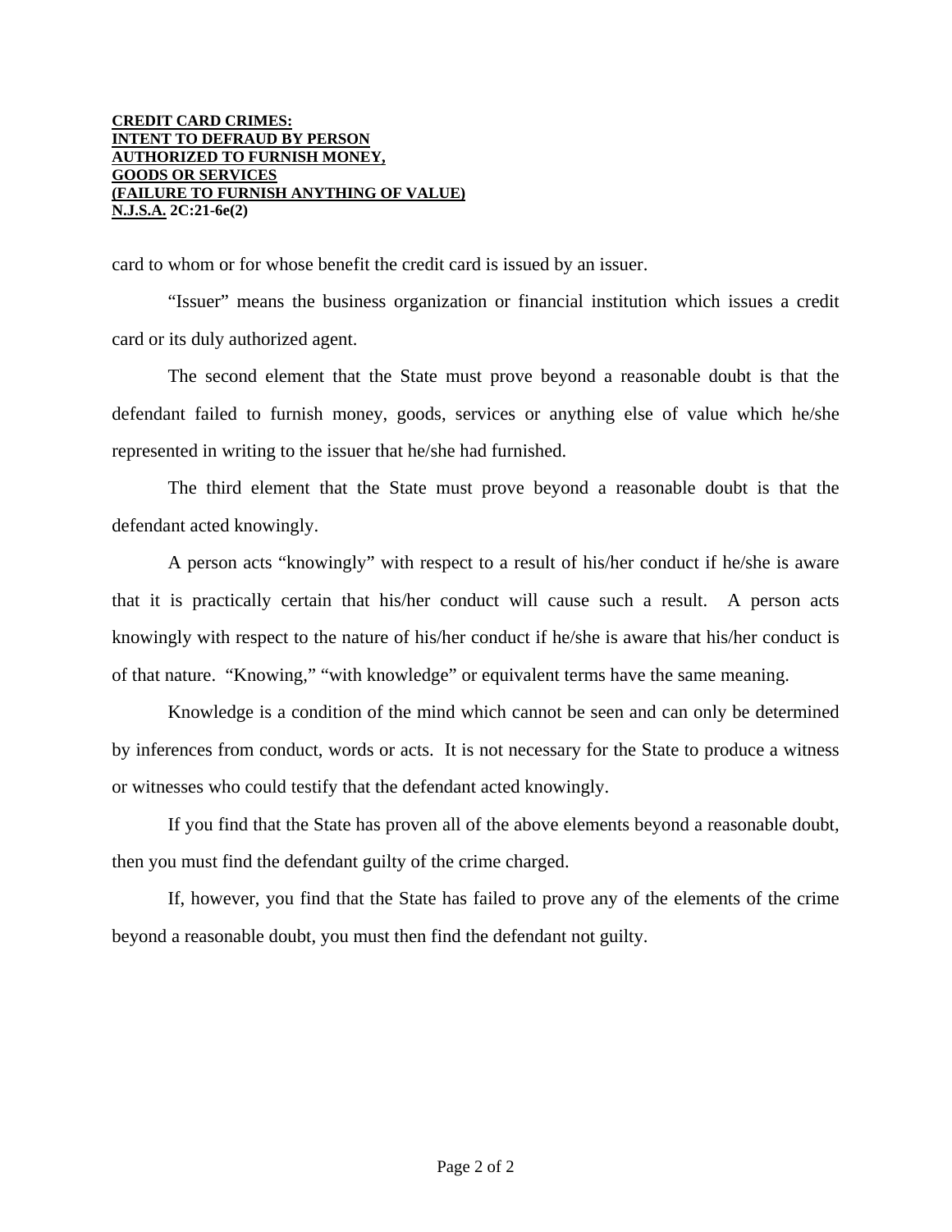card to whom or for whose benefit the credit card is issued by an issuer.

"Issuer" means the business organization or financial institution which issues a credit card or its duly authorized agent.

The second element that the State must prove beyond a reasonable doubt is that the defendant failed to furnish money, goods, services or anything else of value which he/she represented in writing to the issuer that he/she had furnished.

The third element that the State must prove beyond a reasonable doubt is that the defendant acted knowingly.

A person acts "knowingly" with respect to a result of his/her conduct if he/she is aware that it is practically certain that his/her conduct will cause such a result. A person acts knowingly with respect to the nature of his/her conduct if he/she is aware that his/her conduct is of that nature. "Knowing," "with knowledge" or equivalent terms have the same meaning.

Knowledge is a condition of the mind which cannot be seen and can only be determined by inferences from conduct, words or acts. It is not necessary for the State to produce a witness or witnesses who could testify that the defendant acted knowingly.

If you find that the State has proven all of the above elements beyond a reasonable doubt, then you must find the defendant guilty of the crime charged.

If, however, you find that the State has failed to prove any of the elements of the crime beyond a reasonable doubt, you must then find the defendant not guilty.